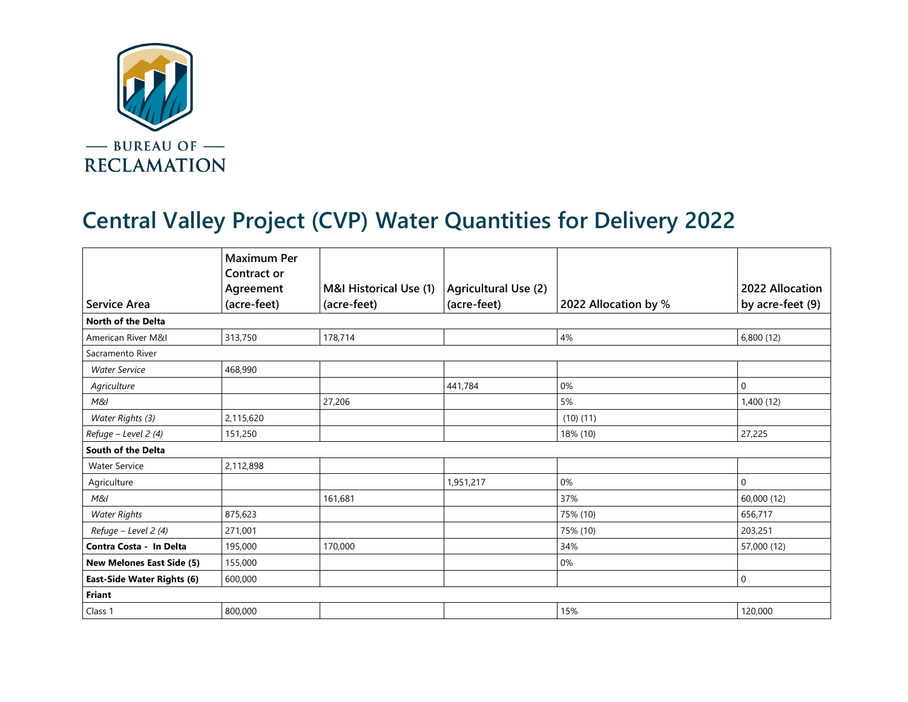BUREAU OF RECLAMATION

# Central Valley Project (CVP) Water Quantities for Delivery 2022

| Service Area | Maximum Per Contract or Agreement (acre-feet) | M&I Historical Use (1) (acre-feet) | Agricultural Use (2) (acre-feet) | 2022 Allocation by % | 2022 Allocation by acre-feet (9) |
|---|---|---|---|---|---|
| **North of the Delta** | | | | | |
| American River M&I | 313,750 | 178,714 | | 4% | 6,800 (12) |
| Sacramento River | | | | | |
| *Water Service* | 468,990 | | | | |
| *Agriculture* | | | 441,784 | 0% | 0 |
| *M&I* | | 27,206 | | 5% | 1,400 (12) |
| *Water Rights (3)* | 2,115,620 | | | (10) (11) | |
| *Refuge – Level 2 (4)* | 151,250 | | | 18% (10) | 27,225 |
| **South of the Delta** | | | | | |
| Water Service | 2,112,898 | | | | |
| Agriculture | | | 1,951,217 | 0% | 0 |
| *M&I* | | 161,681 | | 37% | 60,000 (12) |
| *Water Rights* | 875,623 | | | 75% (10) | 656,717 |
| *Refuge – Level 2 (4)* | 271,001 | | | 75% (10) | 203,251 |
| **Contra Costa - In Delta** | 195,000 | 170,000 | | 34% | 57,000 (12) |
| **New Melones East Side (5)** | 155,000 | | | 0% | |
| **East-Side Water Rights (6)** | 600,000 | | | | 0 |
| **Friant** | | | | | |
| Class 1 | 800,000 | | | 15% | 120,000 |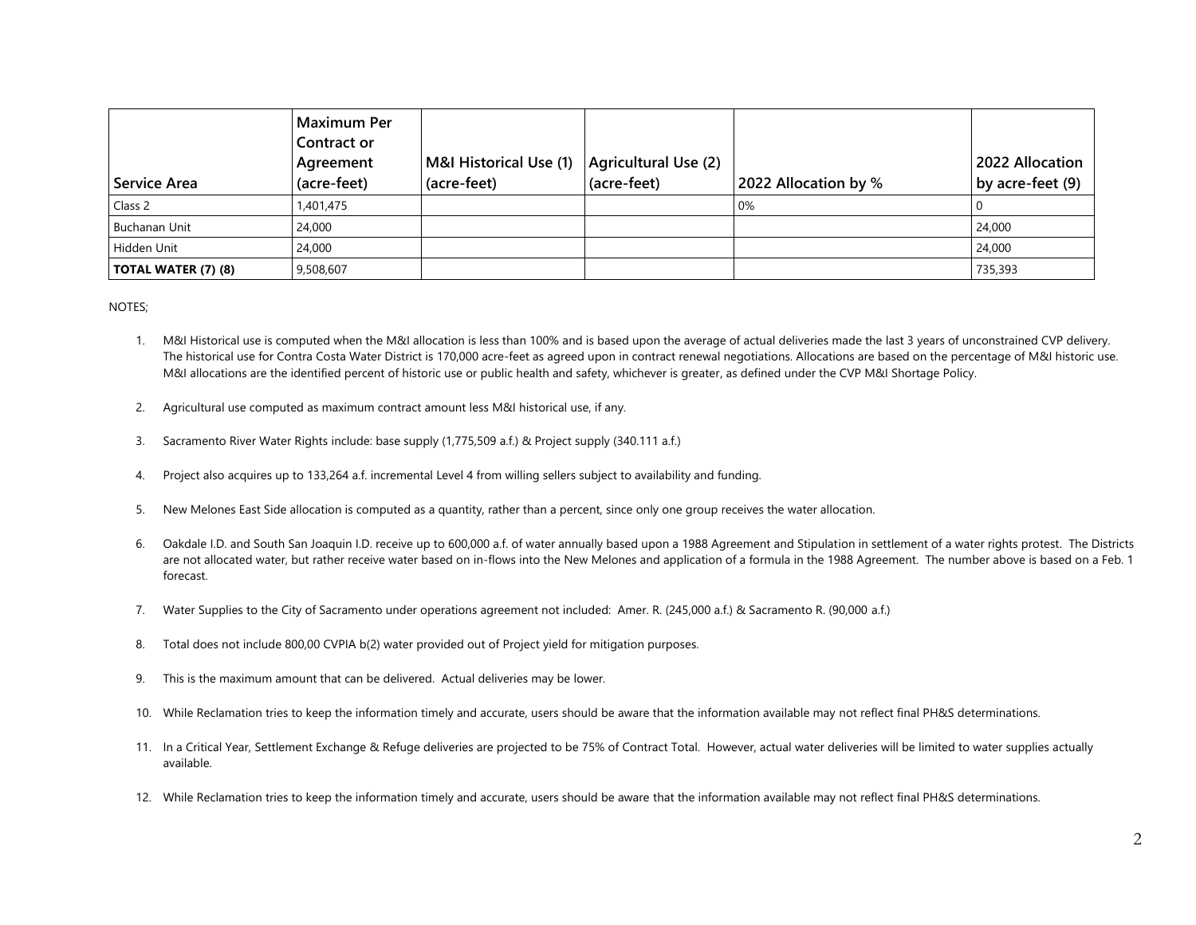| Service Area | Maximum Per Contract or Agreement (acre-feet) | M&I Historical Use (1) (acre-feet) | Agricultural Use (2) (acre-feet) | 2022 Allocation by % | 2022 Allocation by acre-feet (9) |
|---|---|---|---|---|---|
| Class 2 | 1,401,475 | | | 0% | 0 |
| Buchanan Unit | 24,000 | | | | 24,000 |
| Hidden Unit | 24,000 | | | | 24,000 |
| **TOTAL WATER (7) (8)** | 9,508,607 | | | | 735,393 |

NOTES;

1. M&I Historical use is computed when the M&I allocation is less than 100% and is based upon the average of actual deliveries made the last 3 years of unconstrained CVP delivery. The historical use for Contra Costa Water District is 170,000 acre-feet as agreed upon in contract renewal negotiations. Allocations are based on the percentage of M&I historic use. M&I allocations are the identified percent of historic use or public health and safety, whichever is greater, as defined under the CVP M&I Shortage Policy.

2. Agricultural use computed as maximum contract amount less M&I historical use, if any.

3. Sacramento River Water Rights include: base supply (1,775,509 a.f.) & Project supply (340.111 a.f.)

4. Project also acquires up to 133,264 a.f. incremental Level 4 from willing sellers subject to availability and funding.

5. New Melones East Side allocation is computed as a quantity, rather than a percent, since only one group receives the water allocation.

6. Oakdale I.D. and South San Joaquin I.D. receive up to 600,000 a.f. of water annually based upon a 1988 Agreement and Stipulation in settlement of a water rights protest. The Districts are not allocated water, but rather receive water based on in-flows into the New Melones and application of a formula in the 1988 Agreement. The number above is based on a Feb. 1 forecast.

7. Water Supplies to the City of Sacramento under operations agreement not included: Amer. R. (245,000 a.f.) & Sacramento R. (90,000 a.f.)

8. Total does not include 800,00 CVPIA b(2) water provided out of Project yield for mitigation purposes.

9. This is the maximum amount that can be delivered. Actual deliveries may be lower.

10. While Reclamation tries to keep the information timely and accurate, users should be aware that the information available may not reflect final PH&S determinations.

11. In a Critical Year, Settlement Exchange & Refuge deliveries are projected to be 75% of Contract Total. However, actual water deliveries will be limited to water supplies actually available.

12. While Reclamation tries to keep the information timely and accurate, users should be aware that the information available may not reflect final PH&S determinations.